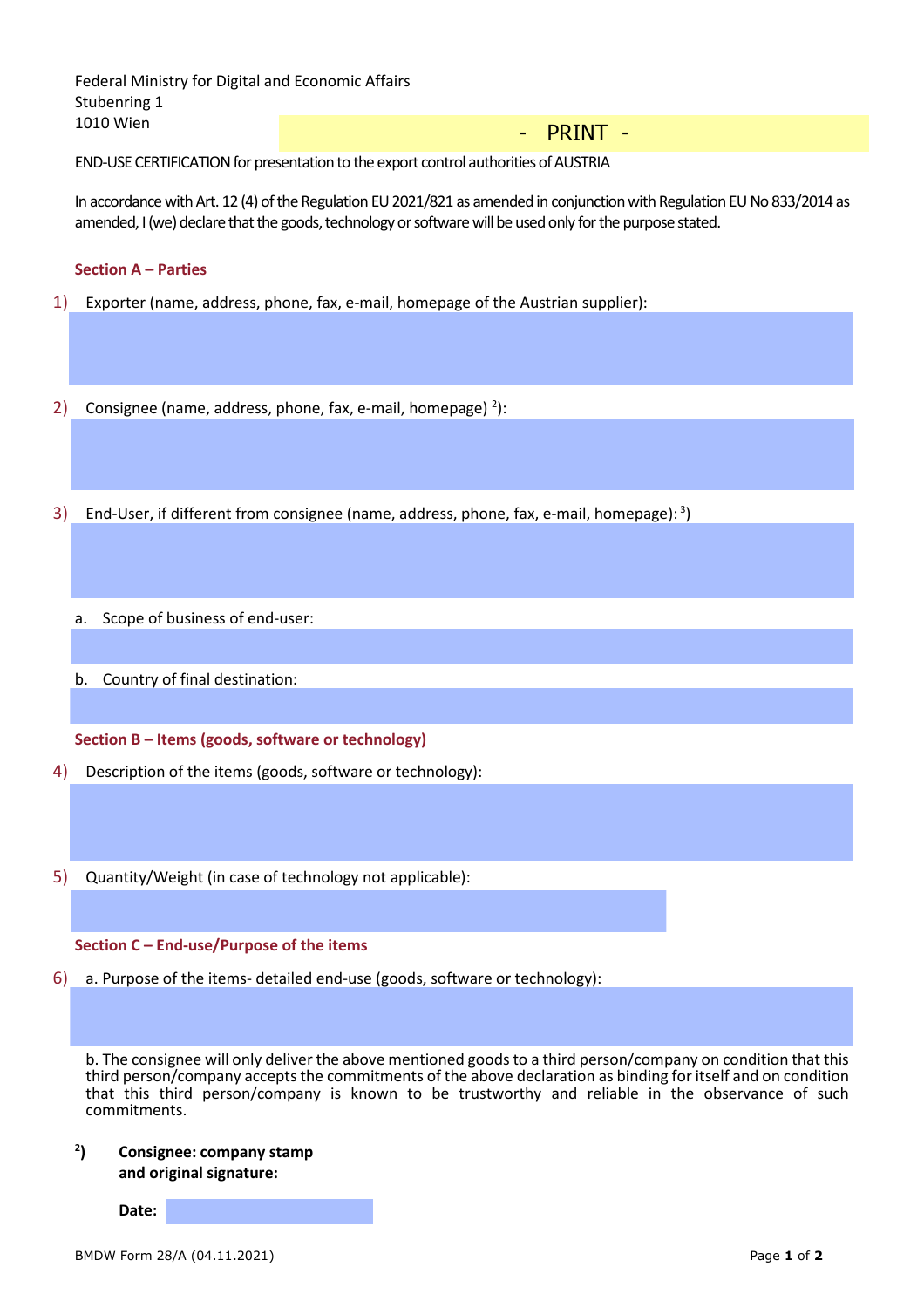Federal Ministry for Digital and Economic Affairs
Stubenring 1
1010 Wien

- PRINT -

END-USE CERTIFICATION for presentation to the export control authorities of AUSTRIA

In accordance with Art. 12 (4) of the Regulation EU 2021/821 as amended in conjunction with Regulation EU No 833/2014 as amended, I (we) declare that the goods, technology or software will be used only for the purpose stated.

## Section A – Parties

1) Exporter (name, address, phone, fax, e-mail, homepage of the Austrian supplier):

2) Consignee (name, address, phone, fax, e-mail, homepage) [2]):

3) End-User, if different from consignee (name, address, phone, fax, e-mail, homepage): [3])

   a. Scope of business of end-user:

   b. Country of final destination:

## Section B – Items (goods, software or technology)

4) Description of the items (goods, software or technology):

5) Quantity/Weight (in case of technology not applicable):

## Section C – End-use/Purpose of the items

6) a. Purpose of the items- detailed end-use (goods, software or technology):

   b. The consignee will only deliver the above mentioned goods to a third person/company on condition that this third person/company accepts the commitments of the above declaration as binding for itself and on condition that this third person/company is known to be trustworthy and reliable in the observance of such commitments.

[2]) **Consignee: company stamp and original signature:**

**Date:**

BMDW Form 28/A (04.11.2021)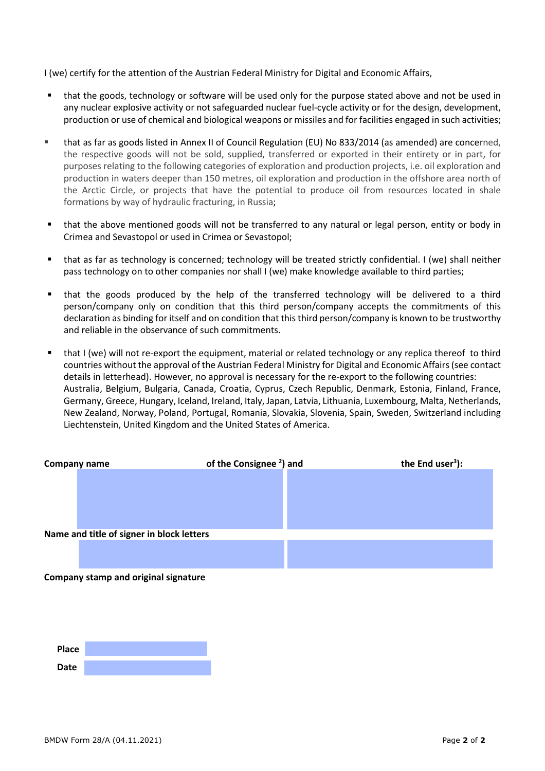I (we) certify for the attention of the Austrian Federal Ministry for Digital and Economic Affairs,

- that the goods, technology or software will be used only for the purpose stated above and not be used in any nuclear explosive activity or not safeguarded nuclear fuel-cycle activity or for the design, development, production or use of chemical and biological weapons or missiles and for facilities engaged in such activities;
- that as far as goods listed in Annex II of Council Regulation (EU) No 833/2014 (as amended) are concerned, the respective goods will not be sold, supplied, transferred or exported in their entirety or in part, for purposes relating to the following categories of exploration and production projects, i.e. oil exploration and production in waters deeper than 150 metres, oil exploration and production in the offshore area north of the Arctic Circle, or projects that have the potential to produce oil from resources located in shale formations by way of hydraulic fracturing, in Russia;
- that the above mentioned goods will not be transferred to any natural or legal person, entity or body in Crimea and Sevastopol or used in Crimea or Sevastopol;
- that as far as technology is concerned; technology will be treated strictly confidential. I (we) shall neither pass technology on to other companies nor shall I (we) make knowledge available to third parties;
- that the goods produced by the help of the transferred technology will be delivered to a third person/company only on condition that this third person/company accepts the commitments of this declaration as binding for itself and on condition that this third person/company is known to be trustworthy and reliable in the observance of such commitments.
- that I (we) will not re-export the equipment, material or related technology or any replica thereof to third countries without the approval of the Austrian Federal Ministry for Digital and Economic Affairs (see contact details in letterhead). However, no approval is necessary for the re-export to the following countries: Australia, Belgium, Bulgaria, Canada, Croatia, Cyprus, Czech Republic, Denmark, Estonia, Finland, France, Germany, Greece, Hungary, Iceland, Ireland, Italy, Japan, Latvia, Lithuania, Luxembourg, Malta, Netherlands, New Zealand, Norway, Poland, Portugal, Romania, Slovakia, Slovenia, Spain, Sweden, Switzerland including Liechtenstein, United Kingdom and the United States of America.

| **Company name** | **of the Consignee [2]) and** | **the End user[3]):** |
|---|---|---|
| | | |
| **Name and title of signer in block letters** | | |
| | | |

**Company stamp and original signature**

**Place**

**Date**

BMDW Form 28/A (04.11.2021)